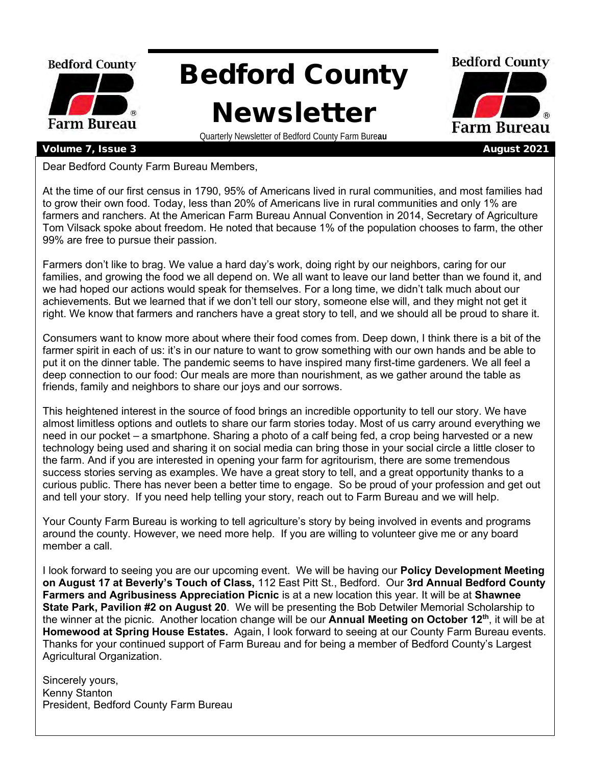Bedford County Farm Bureau

# Bedford County Newsletter

Quarterly Newsletter of Bedford County Farm Bureau

**Volume 7, Issue 3** **August 2021**

Dear Bedford County Farm Bureau Members,

At the time of our first census in 1790, 95% of Americans lived in rural communities, and most families had to grow their own food. Today, less than 20% of Americans live in rural communities and only 1% are farmers and ranchers. At the American Farm Bureau Annual Convention in 2014, Secretary of Agriculture Tom Vilsack spoke about freedom. He noted that because 1% of the population chooses to farm, the other 99% are free to pursue their passion.

Farmers don't like to brag. We value a hard day's work, doing right by our neighbors, caring for our families, and growing the food we all depend on. We all want to leave our land better than we found it, and we had hoped our actions would speak for themselves. For a long time, we didn't talk much about our achievements. But we learned that if we don't tell our story, someone else will, and they might not get it right. We know that farmers and ranchers have a great story to tell, and we should all be proud to share it.

Consumers want to know more about where their food comes from. Deep down, I think there is a bit of the farmer spirit in each of us: it's in our nature to want to grow something with our own hands and be able to put it on the dinner table. The pandemic seems to have inspired many first-time gardeners. We all feel a deep connection to our food: Our meals are more than nourishment, as we gather around the table as friends, family and neighbors to share our joys and our sorrows.

This heightened interest in the source of food brings an incredible opportunity to tell our story. We have almost limitless options and outlets to share our farm stories today. Most of us carry around everything we need in our pocket – a smartphone. Sharing a photo of a calf being fed, a crop being harvested or a new technology being used and sharing it on social media can bring those in your social circle a little closer to the farm. And if you are interested in opening your farm for agritourism, there are some tremendous success stories serving as examples. We have a great story to tell, and a great opportunity thanks to a curious public. There has never been a better time to engage. So be proud of your profession and get out and tell your story. If you need help telling your story, reach out to Farm Bureau and we will help.

Your County Farm Bureau is working to tell agriculture's story by being involved in events and programs around the county. However, we need more help. If you are willing to volunteer give me or any board member a call.

I look forward to seeing you are our upcoming event. We will be having our **Policy Development Meeting on August 17 at Beverly's Touch of Class,** 112 East Pitt St., Bedford. Our **3rd Annual Bedford County Farmers and Agribusiness Appreciation Picnic** is at a new location this year. It will be at **Shawnee State Park, Pavilion #2 on August 20**. We will be presenting the Bob Detwiler Memorial Scholarship to the winner at the picnic. Another location change will be our **Annual Meeting on October 12th**, it will be at **Homewood at Spring House Estates.** Again, I look forward to seeing at our County Farm Bureau events. Thanks for your continued support of Farm Bureau and for being a member of Bedford County's Largest Agricultural Organization.

Sincerely yours,
Kenny Stanton
President, Bedford County Farm Bureau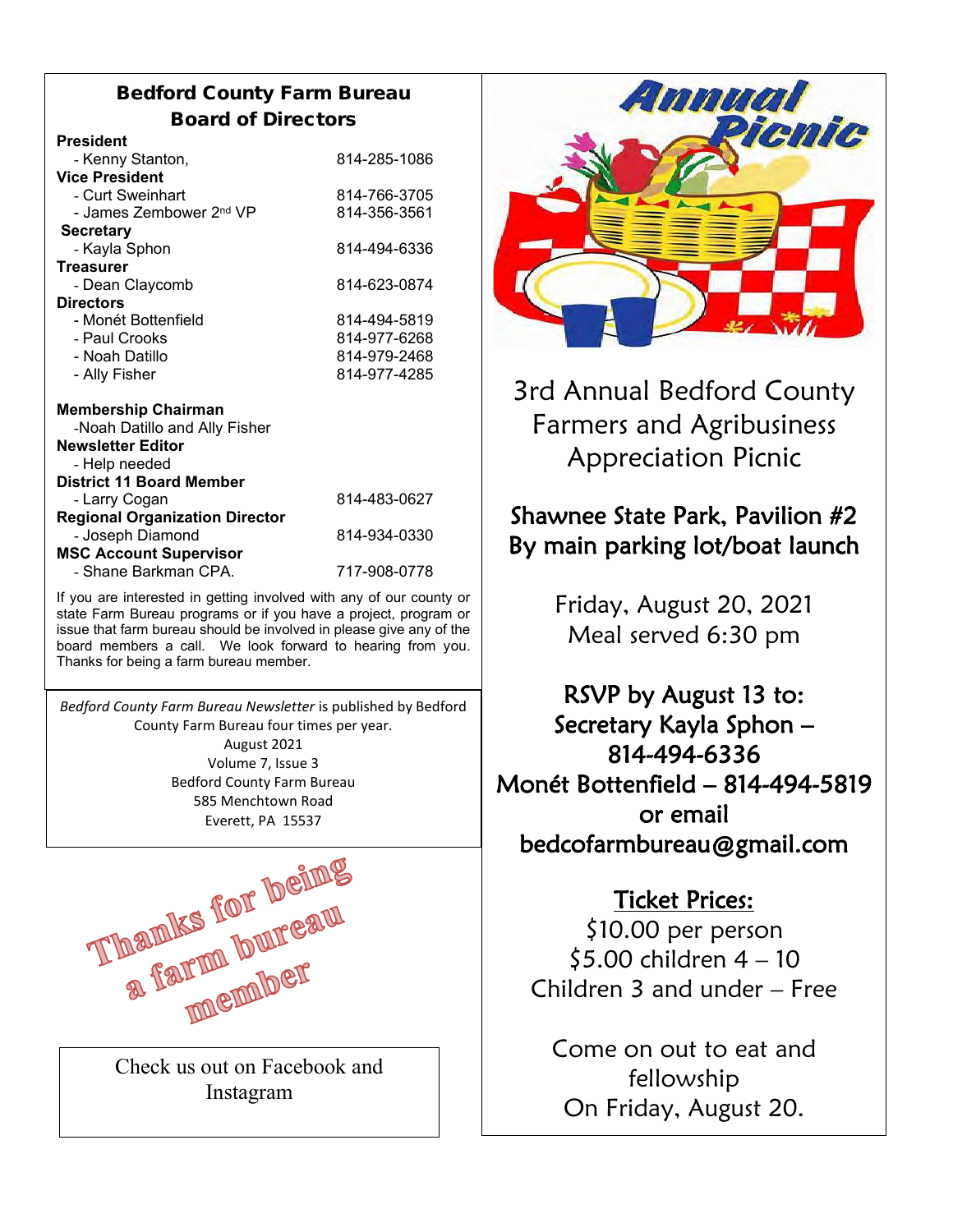## Bedford County Farm Bureau Board of Directors

| | |
|---|---|
| **President** | |
| - Kenny Stanton, | 814-285-1086 |
| **Vice President** | |
| - Curt Sweinhart | 814-766-3705 |
| - James Zembower 2nd VP | 814-356-3561 |
| **Secretary** | |
| - Kayla Sphon | 814-494-6336 |
| **Treasurer** | |
| - Dean Claycomb | 814-623-0874 |
| **Directors** | |
| - Monét Bottenfield | 814-494-5819 |
| - Paul Crooks | 814-977-6268 |
| - Noah Datillo | 814-979-2468 |
| - Ally Fisher | 814-977-4285 |
| **Membership Chairman** | |
| -Noah Datillo and Ally Fisher | |
| **Newsletter Editor** | |
| - Help needed | |
| **District 11 Board Member** | |
| - Larry Cogan | 814-483-0627 |
| **Regional Organization Director** | |
| - Joseph Diamond | 814-934-0330 |
| **MSC Account Supervisor** | |
| - Shane Barkman CPA. | 717-908-0778 |

If you are interested in getting involved with any of our county or state Farm Bureau programs or if you have a project, program or issue that farm bureau should be involved in please give any of the board members a call. We look forward to hearing from you. Thanks for being a farm bureau member.

*Bedford County Farm Bureau Newsletter* is published by Bedford County Farm Bureau four times per year.
August 2021
Volume 7, Issue 3
Bedford County Farm Bureau
585 Menchtown Road
Everett, PA 15537

Thanks for being a farm bureau member

Check us out on Facebook and Instagram

# Annual Picnic

## 3rd Annual Bedford County Farmers and Agribusiness Appreciation Picnic

**Shawnee State Park, Pavilion #2**
**By main parking lot/boat launch**

Friday, August 20, 2021
Meal served 6:30 pm

**RSVP by August 13 to:**
**Secretary Kayla Sphon – 814-494-6336**
**Monét Bottenfield – 814-494-5819**
**or email**
**bedcofarmbureau@gmail.com**

**Ticket Prices:**
$10.00 per person
$5.00 children 4 – 10
Children 3 and under – Free

Come on out to eat and fellowship
On Friday, August 20.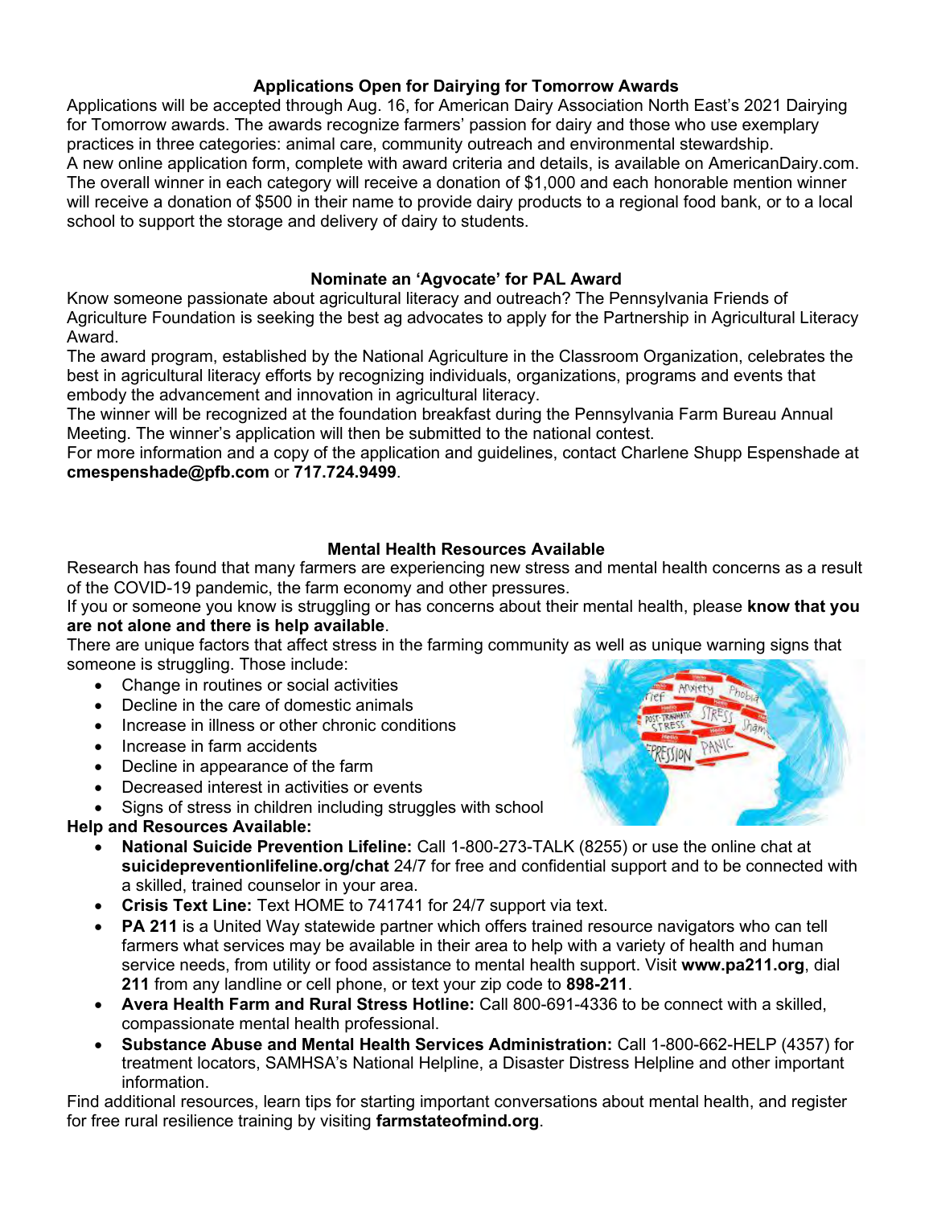## Applications Open for Dairying for Tomorrow Awards

Applications will be accepted through Aug. 16, for American Dairy Association North East's 2021 Dairying for Tomorrow awards. The awards recognize farmers' passion for dairy and those who use exemplary practices in three categories: animal care, community outreach and environmental stewardship.

A new online application form, complete with award criteria and details, is available on AmericanDairy.com. The overall winner in each category will receive a donation of $1,000 and each honorable mention winner will receive a donation of $500 in their name to provide dairy products to a regional food bank, or to a local school to support the storage and delivery of dairy to students.

## Nominate an 'Agvocate' for PAL Award

Know someone passionate about agricultural literacy and outreach? The Pennsylvania Friends of Agriculture Foundation is seeking the best ag advocates to apply for the Partnership in Agricultural Literacy Award.

The award program, established by the National Agriculture in the Classroom Organization, celebrates the best in agricultural literacy efforts by recognizing individuals, organizations, programs and events that embody the advancement and innovation in agricultural literacy.

The winner will be recognized at the foundation breakfast during the Pennsylvania Farm Bureau Annual Meeting. The winner's application will then be submitted to the national contest.

For more information and a copy of the application and guidelines, contact Charlene Shupp Espenshade at **cmespenshade@pfb.com** or **717.724.9499**.

## Mental Health Resources Available

Research has found that many farmers are experiencing new stress and mental health concerns as a result of the COVID-19 pandemic, the farm economy and other pressures.

If you or someone you know is struggling or has concerns about their mental health, please **know that you are not alone and there is help available**.

There are unique factors that affect stress in the farming community as well as unique warning signs that someone is struggling. Those include:

- Change in routines or social activities
- Decline in the care of domestic animals
- Increase in illness or other chronic conditions
- Increase in farm accidents
- Decline in appearance of the farm
- Decreased interest in activities or events
- Signs of stress in children including struggles with school

**Help and Resources Available:**

- **National Suicide Prevention Lifeline:** Call 1-800-273-TALK (8255) or use the online chat at **suicidepreventionlifeline.org/chat** 24/7 for free and confidential support and to be connected with a skilled, trained counselor in your area.
- **Crisis Text Line:** Text HOME to 741741 for 24/7 support via text.
- **PA 211** is a United Way statewide partner which offers trained resource navigators who can tell farmers what services may be available in their area to help with a variety of health and human service needs, from utility or food assistance to mental health support. Visit **www.pa211.org**, dial **211** from any landline or cell phone, or text your zip code to **898-211**.
- **Avera Health Farm and Rural Stress Hotline:** Call 800-691-4336 to be connect with a skilled, compassionate mental health professional.
- **Substance Abuse and Mental Health Services Administration:** Call 1-800-662-HELP (4357) for treatment locators, SAMHSA's National Helpline, a Disaster Distress Helpline and other important information.

Find additional resources, learn tips for starting important conversations about mental health, and register for free rural resilience training by visiting **farmstateofmind.org**.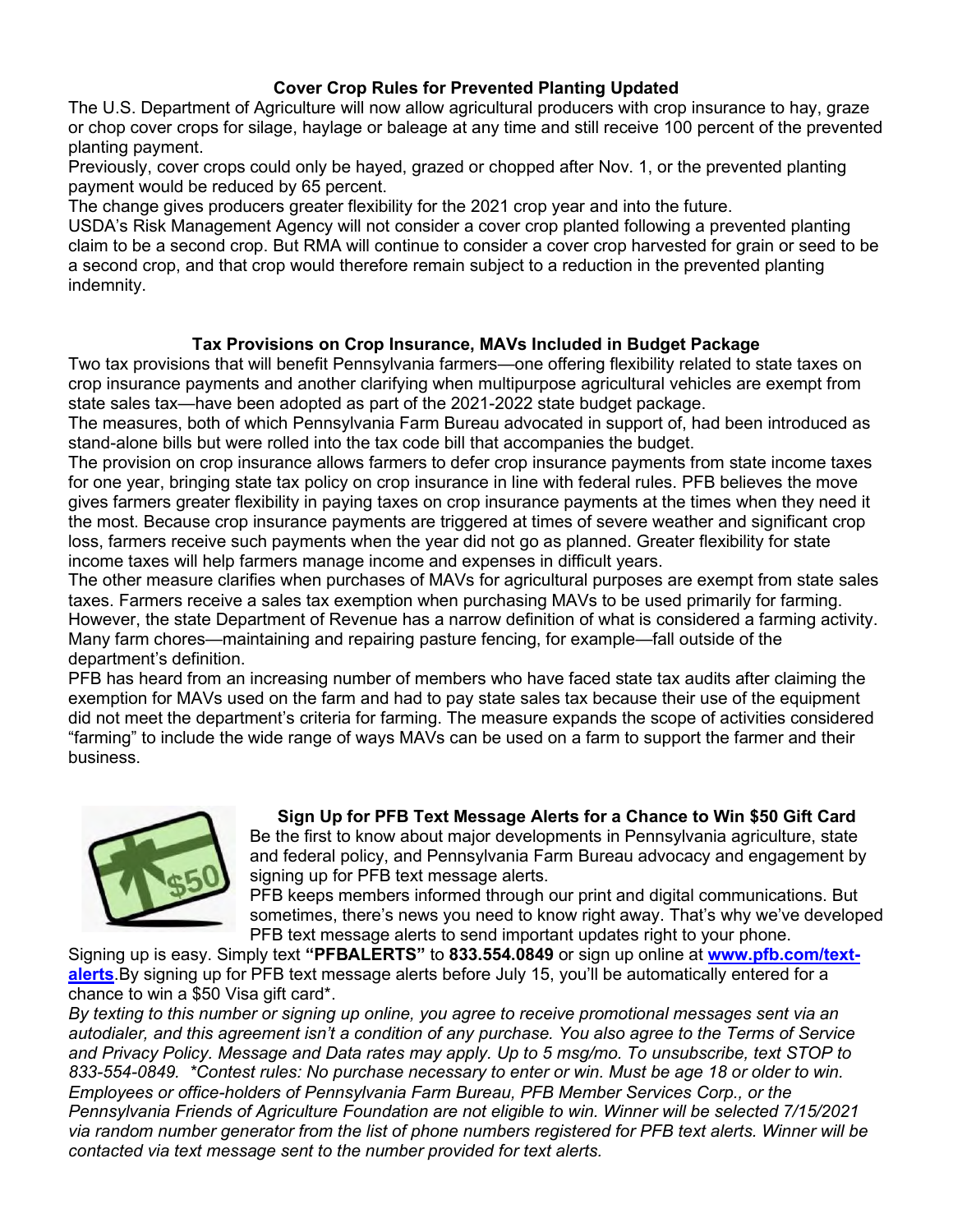## Cover Crop Rules for Prevented Planting Updated

The U.S. Department of Agriculture will now allow agricultural producers with crop insurance to hay, graze or chop cover crops for silage, haylage or baleage at any time and still receive 100 percent of the prevented planting payment.

Previously, cover crops could only be hayed, grazed or chopped after Nov. 1, or the prevented planting payment would be reduced by 65 percent.

The change gives producers greater flexibility for the 2021 crop year and into the future.

USDA's Risk Management Agency will not consider a cover crop planted following a prevented planting claim to be a second crop. But RMA will continue to consider a cover crop harvested for grain or seed to be a second crop, and that crop would therefore remain subject to a reduction in the prevented planting indemnity.

## Tax Provisions on Crop Insurance, MAVs Included in Budget Package

Two tax provisions that will benefit Pennsylvania farmers—one offering flexibility related to state taxes on crop insurance payments and another clarifying when multipurpose agricultural vehicles are exempt from state sales tax—have been adopted as part of the 2021-2022 state budget package.

The measures, both of which Pennsylvania Farm Bureau advocated in support of, had been introduced as stand-alone bills but were rolled into the tax code bill that accompanies the budget.

The provision on crop insurance allows farmers to defer crop insurance payments from state income taxes for one year, bringing state tax policy on crop insurance in line with federal rules. PFB believes the move gives farmers greater flexibility in paying taxes on crop insurance payments at the times when they need it the most. Because crop insurance payments are triggered at times of severe weather and significant crop loss, farmers receive such payments when the year did not go as planned. Greater flexibility for state income taxes will help farmers manage income and expenses in difficult years.

The other measure clarifies when purchases of MAVs for agricultural purposes are exempt from state sales taxes. Farmers receive a sales tax exemption when purchasing MAVs to be used primarily for farming. However, the state Department of Revenue has a narrow definition of what is considered a farming activity. Many farm chores—maintaining and repairing pasture fencing, for example—fall outside of the department's definition.

PFB has heard from an increasing number of members who have faced state tax audits after claiming the exemption for MAVs used on the farm and had to pay state sales tax because their use of the equipment did not meet the department's criteria for farming. The measure expands the scope of activities considered "farming" to include the wide range of ways MAVs can be used on a farm to support the farmer and their business.

## Sign Up for PFB Text Message Alerts for a Chance to Win $50 Gift Card

Be the first to know about major developments in Pennsylvania agriculture, state and federal policy, and Pennsylvania Farm Bureau advocacy and engagement by signing up for PFB text message alerts.

PFB keeps members informed through our print and digital communications. But sometimes, there's news you need to know right away. That's why we've developed PFB text message alerts to send important updates right to your phone.

Signing up is easy. Simply text **"PFBALERTS"** to **833.554.0849** or sign up online at **[www.pfb.com/text-alerts](http://www.pfb.com/text-alerts)**.By signing up for PFB text message alerts before July 15, you'll be automatically entered for a chance to win a $50 Visa gift card*.

*By texting to this number or signing up online, you agree to receive promotional messages sent via an autodialer, and this agreement isn't a condition of any purchase. You also agree to the Terms of Service and Privacy Policy. Message and Data rates may apply. Up to 5 msg/mo. To unsubscribe, text STOP to 833-554-0849. *Contest rules: No purchase necessary to enter or win. Must be age 18 or older to win. Employees or office-holders of Pennsylvania Farm Bureau, PFB Member Services Corp., or the Pennsylvania Friends of Agriculture Foundation are not eligible to win. Winner will be selected 7/15/2021 via random number generator from the list of phone numbers registered for PFB text alerts. Winner will be contacted via text message sent to the number provided for text alerts.*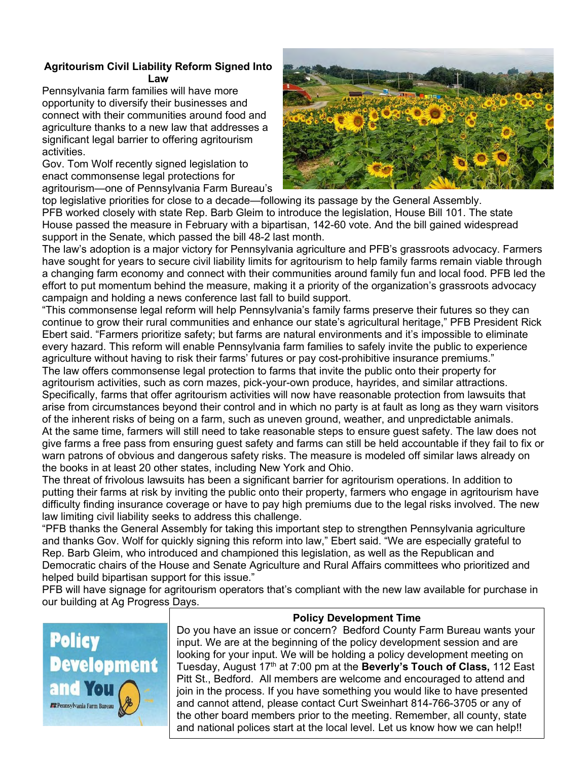## Agritourism Civil Liability Reform Signed Into Law

Pennsylvania farm families will have more opportunity to diversify their businesses and connect with their communities around food and agriculture thanks to a new law that addresses a significant legal barrier to offering agritourism activities.

Gov. Tom Wolf recently signed legislation to enact commonsense legal protections for agritourism—one of Pennsylvania Farm Bureau's top legislative priorities for close to a decade—following its passage by the General Assembly.

PFB worked closely with state Rep. Barb Gleim to introduce the legislation, House Bill 101. The state House passed the measure in February with a bipartisan, 142-60 vote. And the bill gained widespread support in the Senate, which passed the bill 48-2 last month.

The law's adoption is a major victory for Pennsylvania agriculture and PFB's grassroots advocacy. Farmers have sought for years to secure civil liability limits for agritourism to help family farms remain viable through a changing farm economy and connect with their communities around family fun and local food. PFB led the effort to put momentum behind the measure, making it a priority of the organization's grassroots advocacy campaign and holding a news conference last fall to build support.

"This commonsense legal reform will help Pennsylvania's family farms preserve their futures so they can continue to grow their rural communities and enhance our state's agricultural heritage," PFB President Rick Ebert said. "Farmers prioritize safety; but farms are natural environments and it's impossible to eliminate every hazard. This reform will enable Pennsylvania farm families to safely invite the public to experience agriculture without having to risk their farms' futures or pay cost-prohibitive insurance premiums."

The law offers commonsense legal protection to farms that invite the public onto their property for agritourism activities, such as corn mazes, pick-your-own produce, hayrides, and similar attractions. Specifically, farms that offer agritourism activities will now have reasonable protection from lawsuits that arise from circumstances beyond their control and in which no party is at fault as long as they warn visitors of the inherent risks of being on a farm, such as uneven ground, weather, and unpredictable animals.

At the same time, farmers will still need to take reasonable steps to ensure guest safety. The law does not give farms a free pass from ensuring guest safety and farms can still be held accountable if they fail to fix or warn patrons of obvious and dangerous safety risks. The measure is modeled off similar laws already on the books in at least 20 other states, including New York and Ohio.

The threat of frivolous lawsuits has been a significant barrier for agritourism operations. In addition to putting their farms at risk by inviting the public onto their property, farmers who engage in agritourism have difficulty finding insurance coverage or have to pay high premiums due to the legal risks involved. The new law limiting civil liability seeks to address this challenge.

"PFB thanks the General Assembly for taking this important step to strengthen Pennsylvania agriculture and thanks Gov. Wolf for quickly signing this reform into law," Ebert said. "We are especially grateful to Rep. Barb Gleim, who introduced and championed this legislation, as well as the Republican and Democratic chairs of the House and Senate Agriculture and Rural Affairs committees who prioritized and helped build bipartisan support for this issue."

PFB will have signage for agritourism operators that's compliant with the new law available for purchase in our building at Ag Progress Days.

Policy Development and You

Pennsylvania Farm Bureau

### Policy Development Time

Do you have an issue or concern? Bedford County Farm Bureau wants your input. We are at the beginning of the policy development session and are looking for your input. We will be holding a policy development meeting on Tuesday, August 17th at 7:00 pm at the **Beverly's Touch of Class,** 112 East Pitt St., Bedford. All members are welcome and encouraged to attend and join in the process. If you have something you would like to have presented and cannot attend, please contact Curt Sweinhart 814-766-3705 or any of the other board members prior to the meeting. Remember, all county, state and national polices start at the local level. Let us know how we can help!!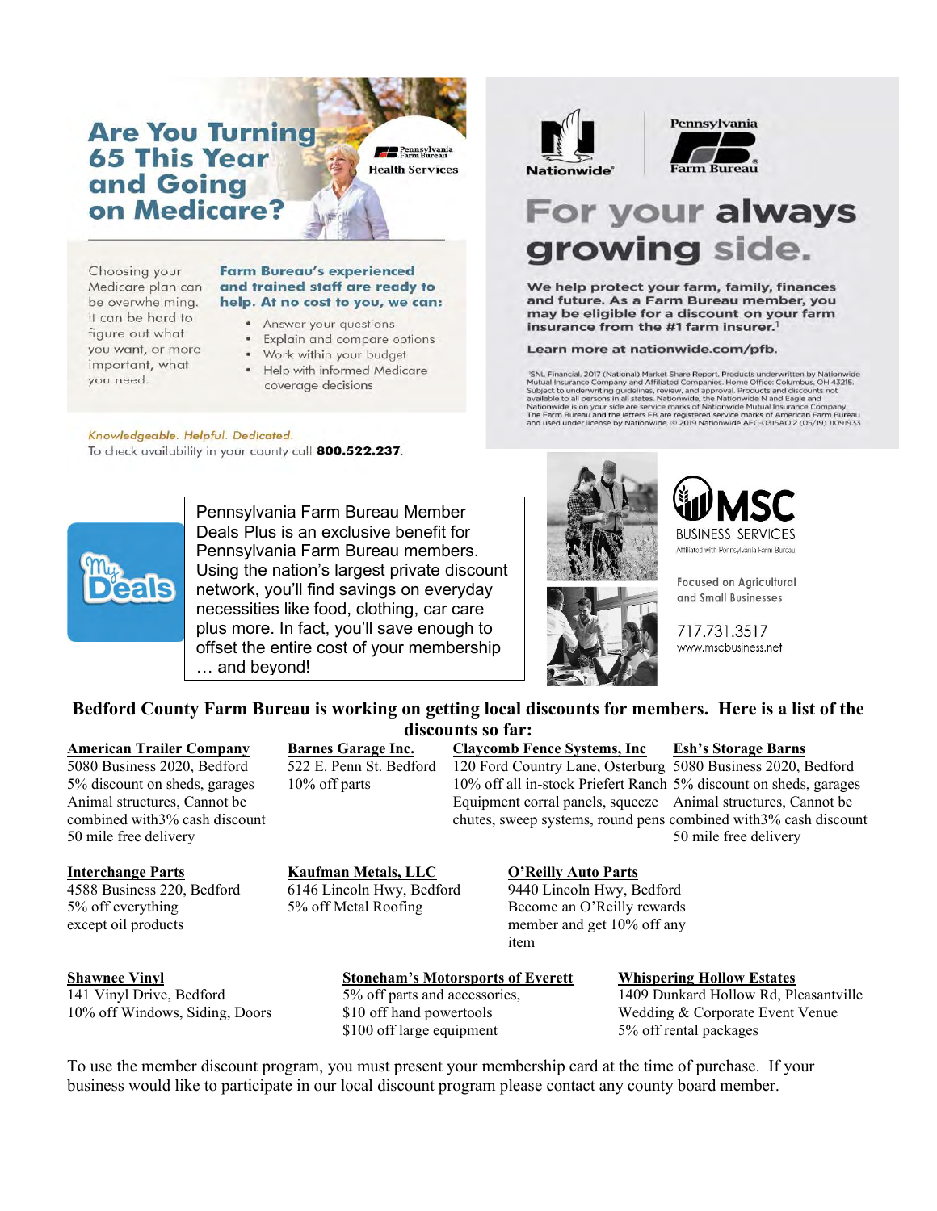## Are You Turning 65 This Year and Going on Medicare?

Pennsylvania Farm Bureau Health Services

Choosing your Medicare plan can be overwhelming. It can be hard to figure out what you want, or more important, what you need.

**Farm Bureau's experienced and trained staff are ready to help. At no cost to you, we can:**

- Answer your questions
- Explain and compare options
- Work within your budget
- Help with informed Medicare coverage decisions

*Knowledgeable. Helpful. Dedicated.*

To check availability in your county call **800.522.237**.

---

Nationwide® | Pennsylvania Farm Bureau

## For your always growing side.

**We help protect your farm, family, finances and future. As a Farm Bureau member, you may be eligible for a discount on your farm insurance from the #1 farm insurer.[1]**

**Learn more at nationwide.com/pfb.**

[1]SNL Financial. 2017 (National) Market Share Report. Products underwritten by Nationwide Mutual Insurance Company and Affiliated Companies. Home Office: Columbus, OH 43215. Subject to underwriting guidelines, review, and approval. Products and discounts not available to all persons in all states. Nationwide, the Nationwide N and Eagle and Nationwide is on your side are service marks of Nationwide Mutual Insurance Company. The Farm Bureau and the letters FB are registered service marks of American Farm Bureau and used under license by Nationwide. © 2019 Nationwide AFC-0315AO.2 (05/19) 11091933

---

My Deals

Pennsylvania Farm Bureau Member Deals Plus is an exclusive benefit for Pennsylvania Farm Bureau members. Using the nation's largest private discount network, you'll find savings on everyday necessities like food, clothing, car care plus more. In fact, you'll save enough to offset the entire cost of your membership … and beyond!

---

MSC BUSINESS SERVICES

Affiliated with Pennsylvania Farm Bureau

Focused on Agricultural and Small Businesses

717.731.3517

www.mscbusiness.net

---

**Bedford County Farm Bureau is working on getting local discounts for members. Here is a list of the discounts so far:**

**American Trailer Company**
5080 Business 2020, Bedford
5% discount on sheds, garages
Animal structures, Cannot be combined with3% cash discount
50 mile free delivery

**Barnes Garage Inc.**
522 E. Penn St. Bedford
10% off parts

**Claycomb Fence Systems, Inc**
120 Ford Country Lane, Osterburg
10% off all in-stock Priefert Ranch Equipment corral panels, squeeze chutes, sweep systems, round pens

**Esh's Storage Barns**
5080 Business 2020, Bedford
5% discount on sheds, garages
Animal structures, Cannot be combined with3% cash discount
50 mile free delivery

**Interchange Parts**
4588 Business 220, Bedford
5% off everything except oil products

**Kaufman Metals, LLC**
6146 Lincoln Hwy, Bedford
5% off Metal Roofing

**O'Reilly Auto Parts**
9440 Lincoln Hwy, Bedford
Become an O'Reilly rewards member and get 10% off any item

**Shawnee Vinyl**
141 Vinyl Drive, Bedford
10% off Windows, Siding, Doors

**Stoneham's Motorsports of Everett**
5% off parts and accessories,
$10 off hand powertools
$100 off large equipment

**Whispering Hollow Estates**
1409 Dunkard Hollow Rd, Pleasantville
Wedding & Corporate Event Venue
5% off rental packages

To use the member discount program, you must present your membership card at the time of purchase. If your business would like to participate in our local discount program please contact any county board member.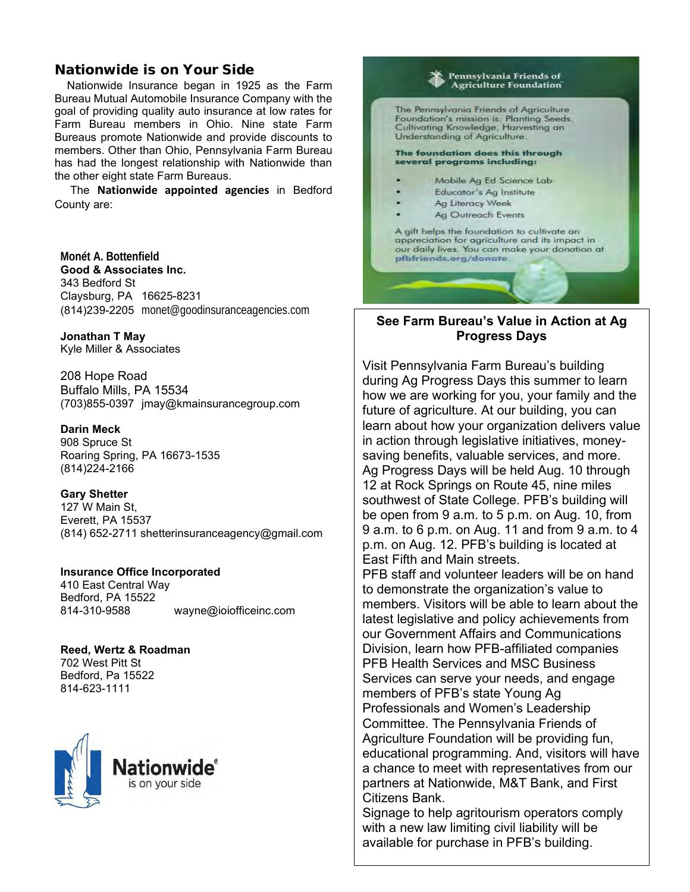## Nationwide is on Your Side

Nationwide Insurance began in 1925 as the Farm Bureau Mutual Automobile Insurance Company with the goal of providing quality auto insurance at low rates for Farm Bureau members in Ohio. Nine state Farm Bureaus promote Nationwide and provide discounts to members. Other than Ohio, Pennsylvania Farm Bureau has had the longest relationship with Nationwide than the other eight state Farm Bureaus.

The **Nationwide appointed agencies** in Bedford County are:

**Monét A. Bottenfield**
**Good & Associates Inc.**
343 Bedford St
Claysburg, PA 16625-8231
(814)239-2205 monet@goodinsuranceagencies.com

**Jonathan T May**
Kyle Miller & Associates

208 Hope Road
Buffalo Mills, PA 15534
(703)855-0397 jmay@kmainsurancegroup.com

**Darin Meck**
908 Spruce St
Roaring Spring, PA 16673-1535
(814)224-2166

**Gary Shetter**
127 W Main St,
Everett, PA 15537
(814) 652-2711 shetterinsuranceagency@gmail.com

**Insurance Office Incorporated**
410 East Central Way
Bedford, PA 15522
814-310-9588 wayne@ioiofficeinc.com

**Reed, Wertz & Roadman**
702 West Pitt St
Bedford, Pa 15522
814-623-1111

Nationwide
is on your side

**Pennsylvania Friends of Agriculture Foundation**

The Pennsylvania Friends of Agriculture Foundation's mission is: Planting Seeds. Cultivating Knowledge. Harvesting an Understanding of Agriculture.

**The foundation does this through several programs including:**

- Mobile Ag Ed Science Lab
- Educator's Ag Institute
- Ag Literacy Week
- Ag Outreach Events

A gift helps the foundation to cultivate an appreciation for agriculture and its impact in our daily lives. You can make your donation at **pfbfriends.org/donate**.

### See Farm Bureau's Value in Action at Ag Progress Days

Visit Pennsylvania Farm Bureau's building during Ag Progress Days this summer to learn how we are working for you, your family and the future of agriculture. At our building, you can learn about how your organization delivers value in action through legislative initiatives, money-saving benefits, valuable services, and more. Ag Progress Days will be held Aug. 10 through 12 at Rock Springs on Route 45, nine miles southwest of State College. PFB's building will be open from 9 a.m. to 5 p.m. on Aug. 10, from 9 a.m. to 6 p.m. on Aug. 11 and from 9 a.m. to 4 p.m. on Aug. 12. PFB's building is located at East Fifth and Main streets.

PFB staff and volunteer leaders will be on hand to demonstrate the organization's value to members. Visitors will be able to learn about the latest legislative and policy achievements from our Government Affairs and Communications Division, learn how PFB-affiliated companies PFB Health Services and MSC Business Services can serve your needs, and engage members of PFB's state Young Ag Professionals and Women's Leadership Committee. The Pennsylvania Friends of Agriculture Foundation will be providing fun, educational programming. And, visitors will have a chance to meet with representatives from our partners at Nationwide, M&T Bank, and First Citizens Bank.

Signage to help agritourism operators comply with a new law limiting civil liability will be available for purchase in PFB's building.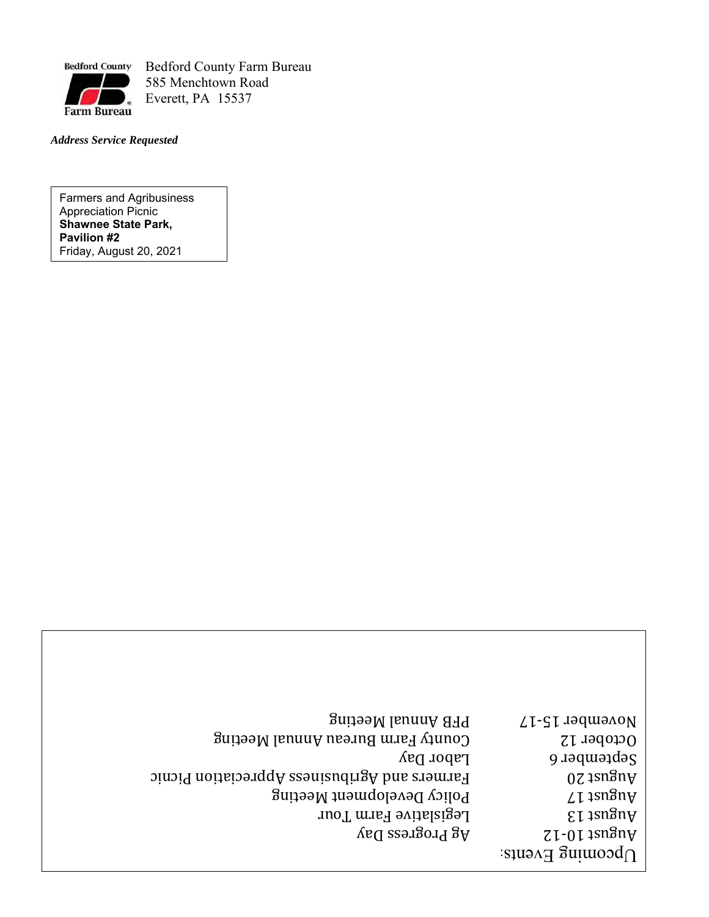Bedford County Farm Bureau
585 Menchtown Road
Everett, PA 15537

***Address Service Requested***

Farmers and Agribusiness Appreciation Picnic
**Shawnee State Park, Pavilion #2**
Friday, August 20, 2021

Upcoming Events:

| | |
|---|---|
| August 10-12 | Ag Progress Day |
| August 13 | Legislative Farm Tour |
| August 17 | Policy Development Meeting |
| August 20 | Farmers and Agribusiness Appreciation Picnic |
| September 6 | Labor Day |
| October 12 | County Farm Bureau Annual Meeting |
| November 15-17 | PFB Annual Meeting |